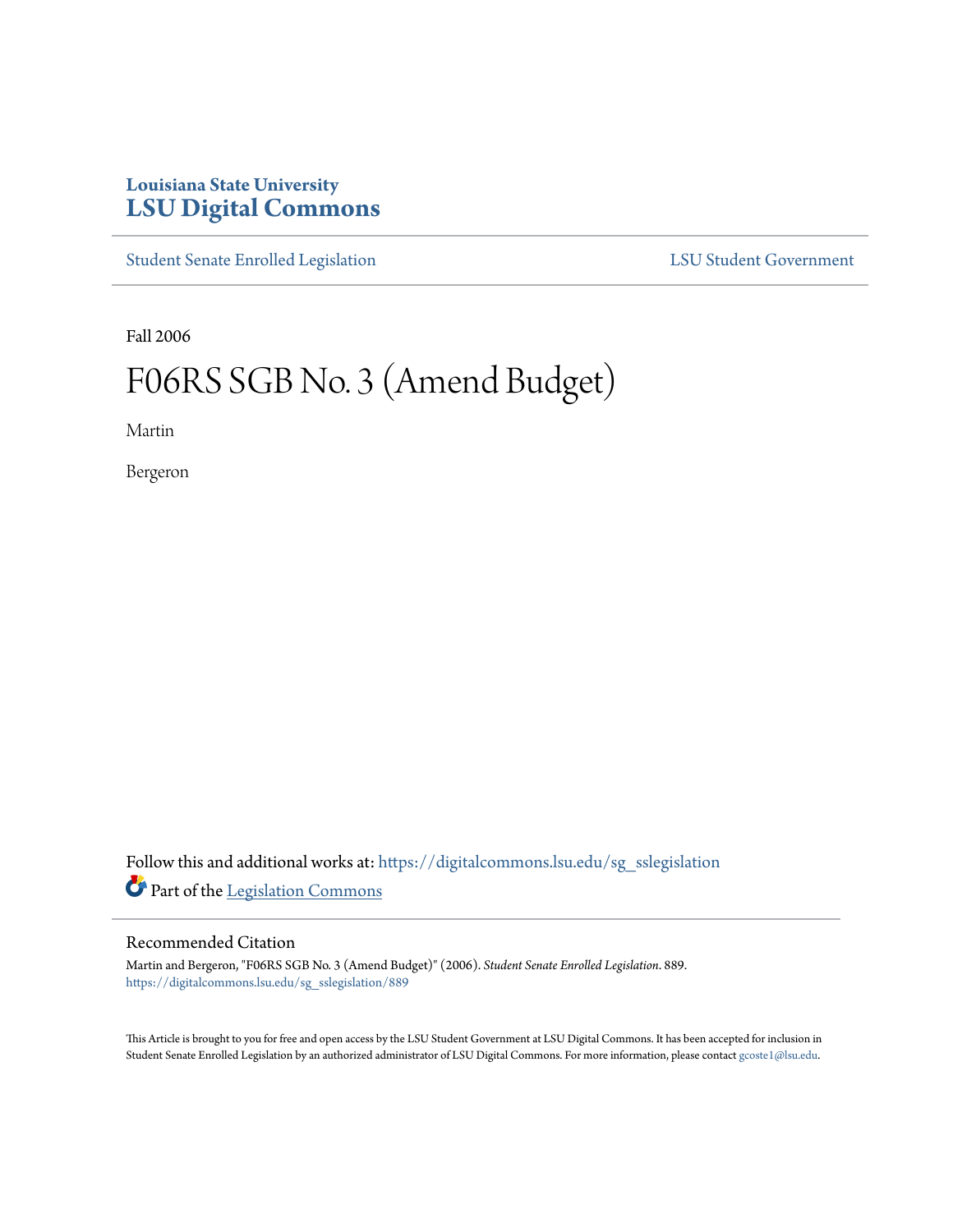# Louisiana State University
# LSU Digital Commons

Student Senate Enrolled Legislation | LSU Student Government

Fall 2006

# F06RS SGB No. 3 (Amend Budget)

Martin

Bergeron

Follow this and additional works at: https://digitalcommons.lsu.edu/sg_sslegislation

Part of the Legislation Commons

## Recommended Citation

Martin and Bergeron, "F06RS SGB No. 3 (Amend Budget)" (2006). *Student Senate Enrolled Legislation*. 889.
https://digitalcommons.lsu.edu/sg_sslegislation/889

This Article is brought to you for free and open access by the LSU Student Government at LSU Digital Commons. It has been accepted for inclusion in Student Senate Enrolled Legislation by an authorized administrator of LSU Digital Commons. For more information, please contact gcoste1@lsu.edu.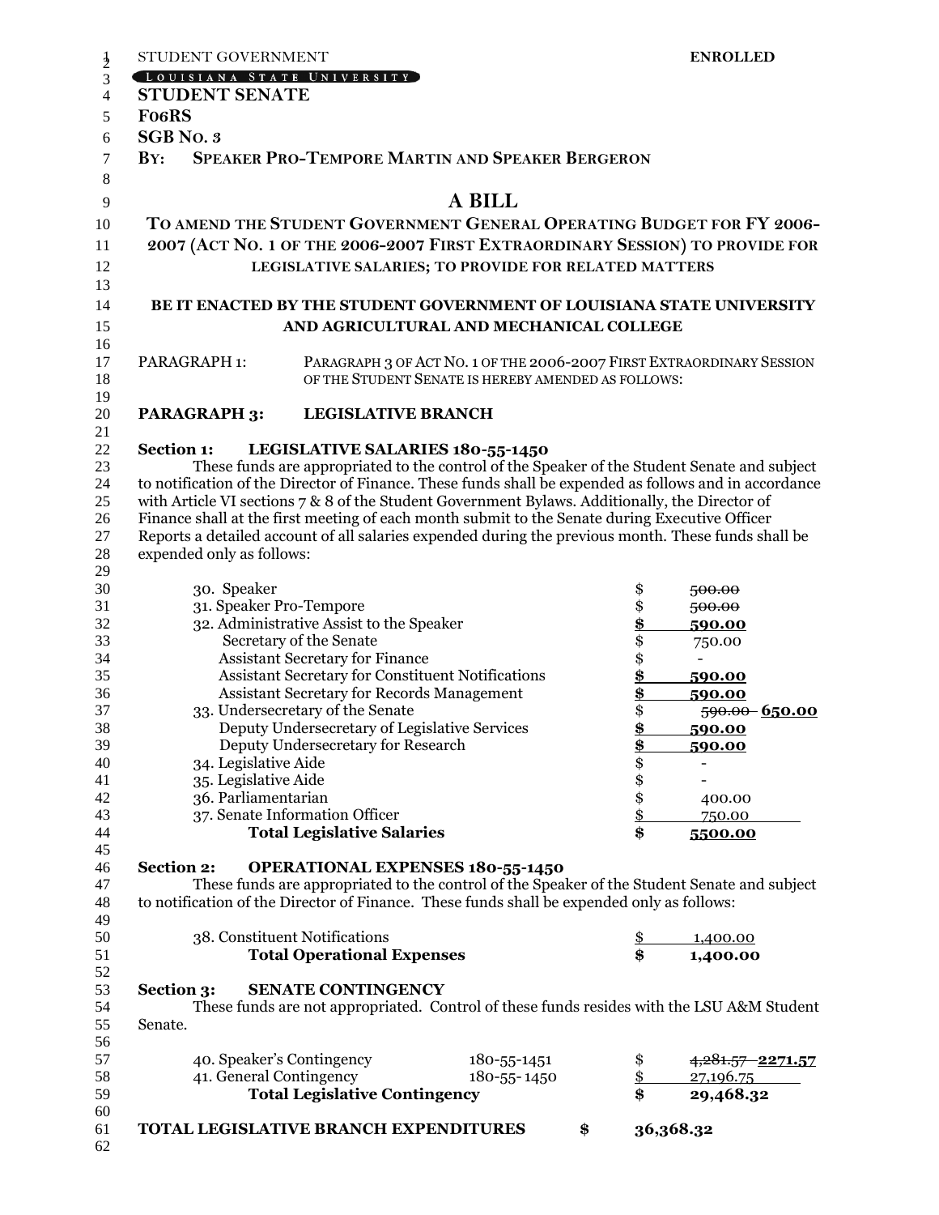STUDENT GOVERNMENT **ENROLLED**

LOUISIANA STATE UNIVERSITY

**STUDENT SENATE**

**F06RS**

**SGB NO. 3**

**BY: SPEAKER PRO-TEMPORE MARTIN AND SPEAKER BERGERON**

# A BILL

## TO AMEND THE STUDENT GOVERNMENT GENERAL OPERATING BUDGET FOR FY 2006-2007 (ACT NO. 1 OF THE 2006-2007 FIRST EXTRAORDINARY SESSION) TO PROVIDE FOR LEGISLATIVE SALARIES; TO PROVIDE FOR RELATED MATTERS

**BE IT ENACTED BY THE STUDENT GOVERNMENT OF LOUISIANA STATE UNIVERSITY AND AGRICULTURAL AND MECHANICAL COLLEGE**

PARAGRAPH 1: PARAGRAPH 3 OF ACT NO. 1 OF THE 2006-2007 FIRST EXTRAORDINARY SESSION OF THE STUDENT SENATE IS HEREBY AMENDED AS FOLLOWS:

**PARAGRAPH 3: LEGISLATIVE BRANCH**

**Section 1: LEGISLATIVE SALARIES 180-55-1450**

These funds are appropriated to the control of the Speaker of the Student Senate and subject to notification of the Director of Finance. These funds shall be expended as follows and in accordance with Article VI sections 7 & 8 of the Student Government Bylaws. Additionally, the Director of Finance shall at the first meeting of each month submit to the Senate during Executive Officer Reports a detailed account of all salaries expended during the previous month. These funds shall be expended only as follows:

| Item | | Amount |
|---|---|---|
| 30. Speaker | $ | ~~500.00~~ |
| 31. Speaker Pro-Tempore | $ | ~~500.00~~ |
| 32. Administrative Assist to the Speaker | **$** | **590.00** |
| Secretary of the Senate | $ | 750.00 |
| Assistant Secretary for Finance | $ | - |
| Assistant Secretary for Constituent Notifications | **$** | **590.00** |
| Assistant Secretary for Records Management | **$** | **590.00** |
| 33. Undersecretary of the Senate | $ | ~~590.00~~ **650.00** |
| Deputy Undersecretary of Legislative Services | **$** | **590.00** |
| Deputy Undersecretary for Research | **$** | **590.00** |
| 34. Legislative Aide | $ | - |
| 35. Legislative Aide | $ | - |
| 36. Parliamentarian | $ | 400.00 |
| 37. Senate Information Officer | $ | 750.00 |
| **Total Legislative Salaries** | **$** | **5500.00** |

**Section 2: OPERATIONAL EXPENSES 180-55-1450**

These funds are appropriated to the control of the Speaker of the Student Senate and subject to notification of the Director of Finance. These funds shall be expended only as follows:

| Item | | Amount |
|---|---|---|
| 38. Constituent Notifications | $ | 1,400.00 |
| **Total Operational Expenses** | **$** | **1,400.00** |

**Section 3: SENATE CONTINGENCY**

These funds are not appropriated. Control of these funds resides with the LSU A&M Student Senate.

| Item | Account | | Amount |
|---|---|---|---|
| 40. Speaker's Contingency | 180-55-1451 | $ | ~~4,281.57~~ **2271.57** |
| 41. General Contingency | 180-55-1450 | $ | 27,196.75 |
| **Total Legislative Contingency** | | **$** | **29,468.32** |

**TOTAL LEGISLATIVE BRANCH EXPENDITURES $ 36,368.32**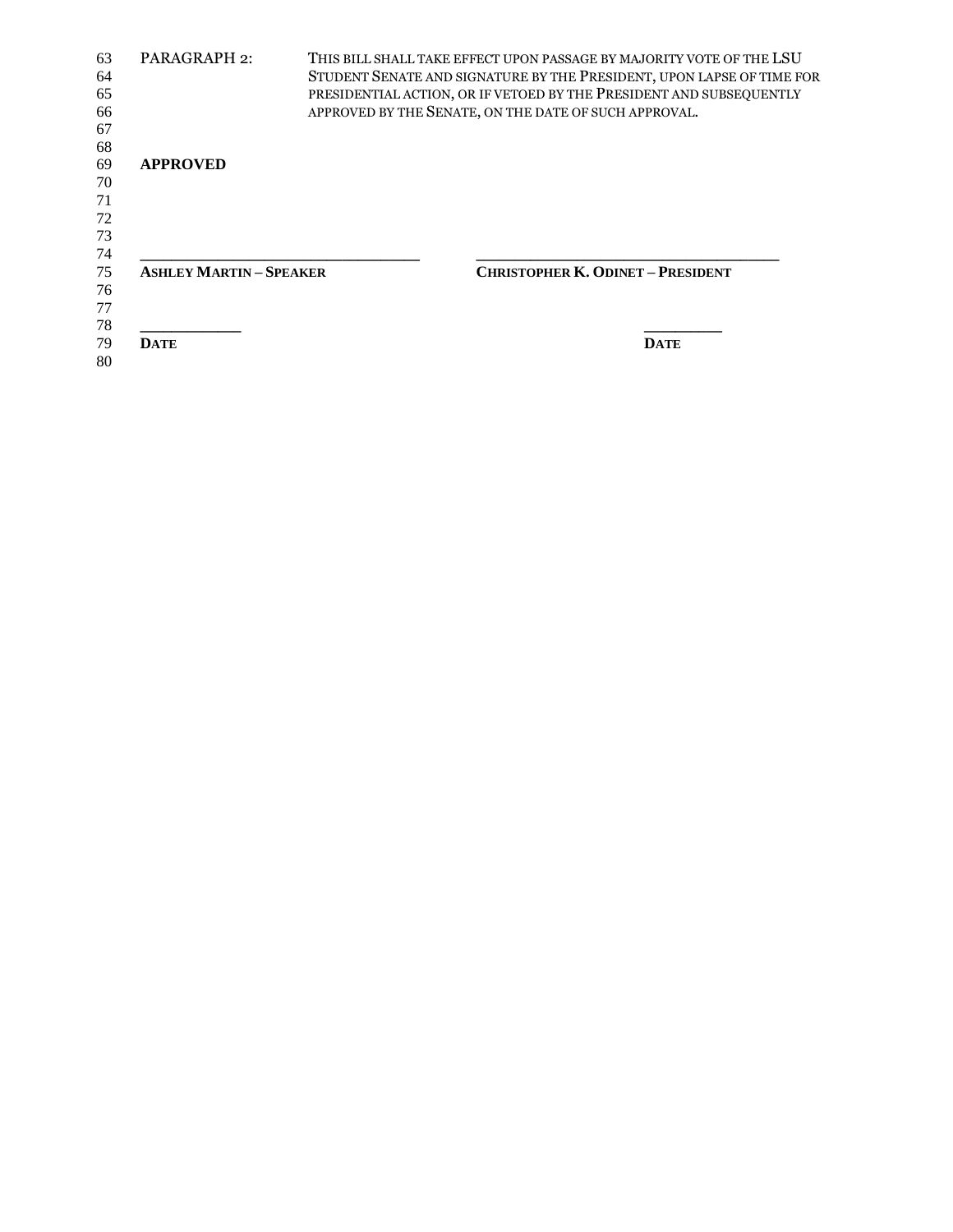PARAGRAPH 2: THIS BILL SHALL TAKE EFFECT UPON PASSAGE BY MAJORITY VOTE OF THE LSU STUDENT SENATE AND SIGNATURE BY THE PRESIDENT, UPON LAPSE OF TIME FOR PRESIDENTIAL ACTION, OR IF VETOED BY THE PRESIDENT AND SUBSEQUENTLY APPROVED BY THE SENATE, ON THE DATE OF SUCH APPROVAL.

**APPROVED**

| | |
|---|---|
| _________________________________ | ____________________________________ |
| **ASHLEY MARTIN – SPEAKER** | **CHRISTOPHER K. ODINET – PRESIDENT** |
| ____________ | _________ |
| **DATE** | **DATE** |